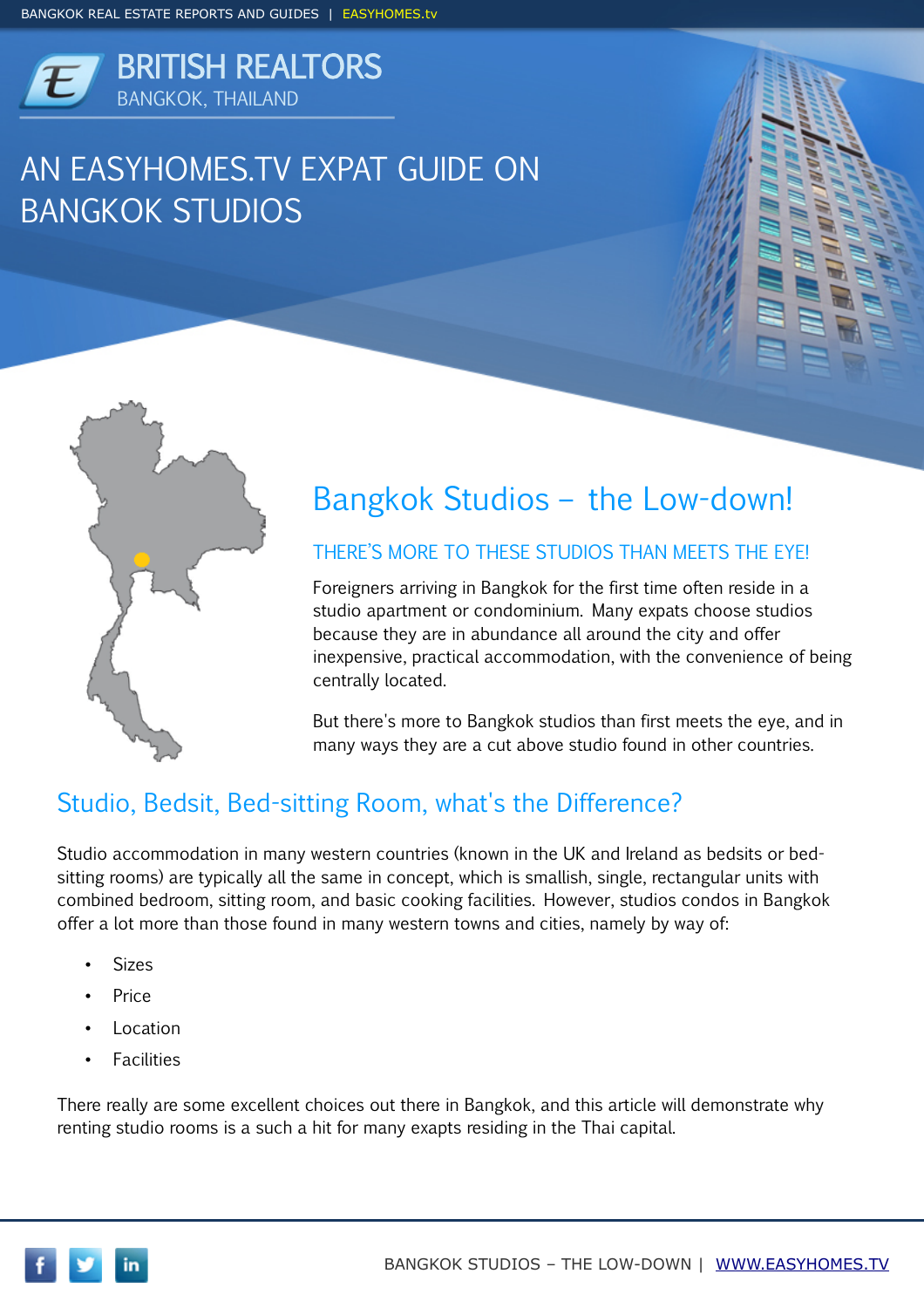BRITISH REALTORS
BANGKOK, THAILAND

# AN EASYHOMES.TV EXPAT GUIDE ON BANGKOK STUDIOS

## Bangkok Studios – the Low-down!

### THERE'S MORE TO THESE STUDIOS THAN MEETS THE EYE!

Foreigners arriving in Bangkok for the first time often reside in a studio apartment or condominium. Many expats choose studios because they are in abundance all around the city and offer inexpensive, practical accommodation, with the convenience of being centrally located.

But there's more to Bangkok studios than first meets the eye, and in many ways they are a cut above studio found in other countries.

## Studio, Bedsit, Bed-sitting Room, what's the Difference?

Studio accommodation in many western countries (known in the UK and Ireland as bedsits or bed-sitting rooms) are typically all the same in concept, which is smallish, single, rectangular units with combined bedroom, sitting room, and basic cooking facilities. However, studios condos in Bangkok offer a lot more than those found in many western towns and cities, namely by way of:

- Sizes
- Price
- Location
- Facilities

There really are some excellent choices out there in Bangkok, and this article will demonstrate why renting studio rooms is a such a hit for many exapts residing in the Thai capital.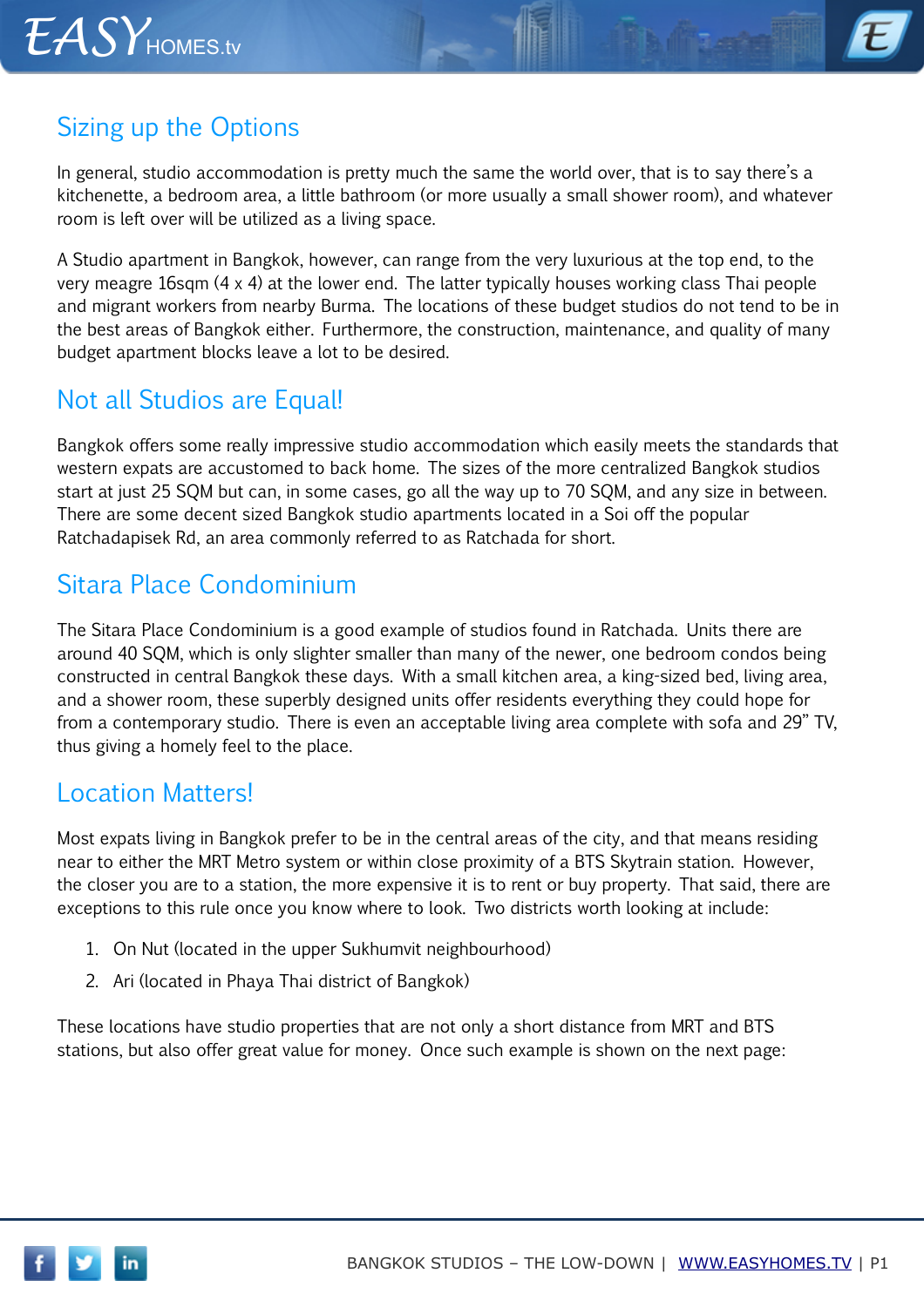## Sizing up the Options

In general, studio accommodation is pretty much the same the world over, that is to say there's a kitchenette, a bedroom area, a little bathroom (or more usually a small shower room), and whatever room is left over will be utilized as a living space.

A Studio apartment in Bangkok, however, can range from the very luxurious at the top end, to the very meagre 16sqm (4 x 4) at the lower end. The latter typically houses working class Thai people and migrant workers from nearby Burma. The locations of these budget studios do not tend to be in the best areas of Bangkok either. Furthermore, the construction, maintenance, and quality of many budget apartment blocks leave a lot to be desired.

## Not all Studios are Equal!

Bangkok offers some really impressive studio accommodation which easily meets the standards that western expats are accustomed to back home. The sizes of the more centralized Bangkok studios start at just 25 SQM but can, in some cases, go all the way up to 70 SQM, and any size in between. There are some decent sized Bangkok studio apartments located in a Soi off the popular Ratchadapisek Rd, an area commonly referred to as Ratchada for short.

## Sitara Place Condominium

The Sitara Place Condominium is a good example of studios found in Ratchada. Units there are around 40 SQM, which is only slighter smaller than many of the newer, one bedroom condos being constructed in central Bangkok these days. With a small kitchen area, a king-sized bed, living area, and a shower room, these superbly designed units offer residents everything they could hope for from a contemporary studio. There is even an acceptable living area complete with sofa and 29" TV, thus giving a homely feel to the place.

## Location Matters!

Most expats living in Bangkok prefer to be in the central areas of the city, and that means residing near to either the MRT Metro system or within close proximity of a BTS Skytrain station. However, the closer you are to a station, the more expensive it is to rent or buy property. That said, there are exceptions to this rule once you know where to look. Two districts worth looking at include:

1. On Nut (located in the upper Sukhumvit neighbourhood)
2. Ari (located in Phaya Thai district of Bangkok)

These locations have studio properties that are not only a short distance from MRT and BTS stations, but also offer great value for money. Once such example is shown on the next page: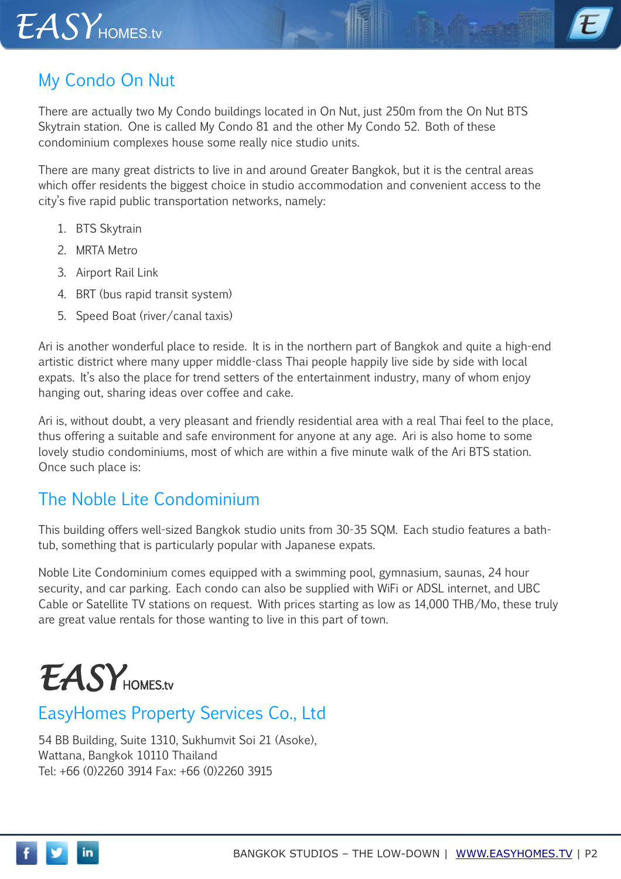## My Condo On Nut

There are actually two My Condo buildings located in On Nut, just 250m from the On Nut BTS Skytrain station. One is called My Condo 81 and the other My Condo 52. Both of these condominium complexes house some really nice studio units.

There are many great districts to live in and around Greater Bangkok, but it is the central areas which offer residents the biggest choice in studio accommodation and convenient access to the city's five rapid public transportation networks, namely:

1. BTS Skytrain
2. MRTA Metro
3. Airport Rail Link
4. BRT (bus rapid transit system)
5. Speed Boat (river/canal taxis)

Ari is another wonderful place to reside. It is in the northern part of Bangkok and quite a high-end artistic district where many upper middle-class Thai people happily live side by side with local expats. It's also the place for trend setters of the entertainment industry, many of whom enjoy hanging out, sharing ideas over coffee and cake.

Ari is, without doubt, a very pleasant and friendly residential area with a real Thai feel to the place, thus offering a suitable and safe environment for anyone at any age. Ari is also home to some lovely studio condominiums, most of which are within a five minute walk of the Ari BTS station. Once such place is:

## The Noble Lite Condominium

This building offers well-sized Bangkok studio units from 30-35 SQM. Each studio features a bath-tub, something that is particularly popular with Japanese expats.

Noble Lite Condominium comes equipped with a swimming pool, gymnasium, saunas, 24 hour security, and car parking. Each condo can also be supplied with WiFi or ADSL internet, and UBC Cable or Satellite TV stations on request. With prices starting as low as 14,000 THB/Mo, these truly are great value rentals for those wanting to live in this part of town.

EASY HOMES.tv

## EasyHomes Property Services Co., Ltd

54 BB Building, Suite 1310, Sukhumvit Soi 21 (Asoke),
Wattana, Bangkok 10110 Thailand
Tel: +66 (0)2260 3914 Fax: +66 (0)2260 3915